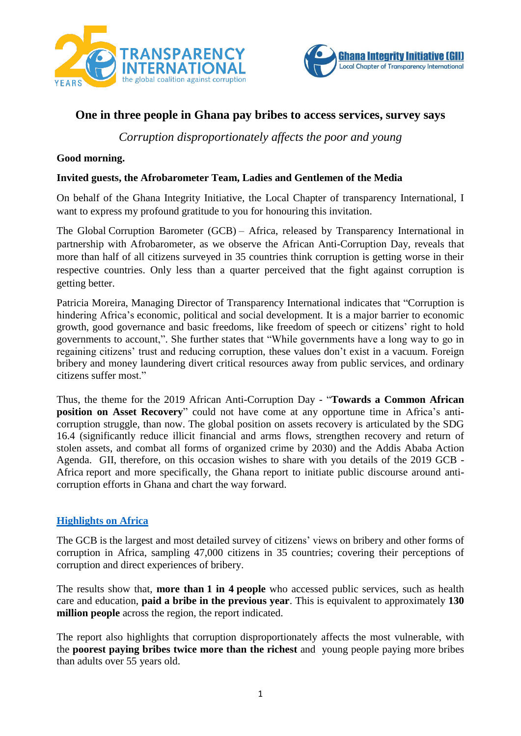# One in three people in Ghana pay bribes to access services, survey says

*Corruption disproportionately affects the poor and young*

**Good morning.**

**Invited guests, the Afrobarometer Team, Ladies and Gentlemen of the Media**

On behalf of the Ghana Integrity Initiative, the Local Chapter of transparency International, I want to express my profound gratitude to you for honouring this invitation.

The Global Corruption Barometer (GCB) – Africa, released by Transparency International in partnership with Afrobarometer, as we observe the African Anti-Corruption Day, reveals that more than half of all citizens surveyed in 35 countries think corruption is getting worse in their respective countries. Only less than a quarter perceived that the fight against corruption is getting better.

Patricia Moreira, Managing Director of Transparency International indicates that "Corruption is hindering Africa's economic, political and social development. It is a major barrier to economic growth, good governance and basic freedoms, like freedom of speech or citizens' right to hold governments to account,". She further states that "While governments have a long way to go in regaining citizens' trust and reducing corruption, these values don't exist in a vacuum. Foreign bribery and money laundering divert critical resources away from public services, and ordinary citizens suffer most."

Thus, the theme for the 2019 African Anti-Corruption Day - "**Towards a Common African position on Asset Recovery**" could not have come at any opportune time in Africa's anti-corruption struggle, than now. The global position on assets recovery is articulated by the SDG 16.4 (significantly reduce illicit financial and arms flows, strengthen recovery and return of stolen assets, and combat all forms of organized crime by 2030) and the Addis Ababa Action Agenda. GII, therefore, on this occasion wishes to share with you details of the 2019 GCB - Africa report and more specifically, the Ghana report to initiate public discourse around anti-corruption efforts in Ghana and chart the way forward.

## Highlights on Africa

The GCB is the largest and most detailed survey of citizens' views on bribery and other forms of corruption in Africa, sampling 47,000 citizens in 35 countries; covering their perceptions of corruption and direct experiences of bribery.

The results show that, **more than 1 in 4 people** who accessed public services, such as health care and education, **paid a bribe in the previous year**. This is equivalent to approximately **130 million people** across the region, the report indicated.

The report also highlights that corruption disproportionately affects the most vulnerable, with the **poorest paying bribes twice more than the richest** and young people paying more bribes than adults over 55 years old.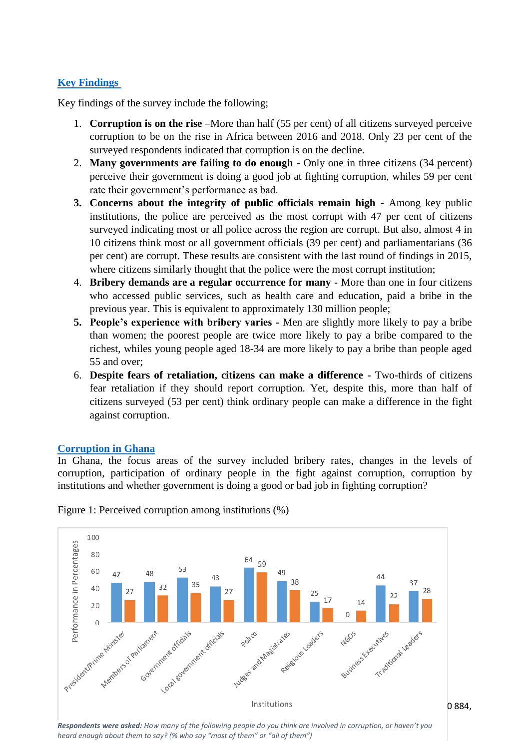## Key Findings

Key findings of the survey include the following;

1. **Corruption is on the rise** –More than half (55 per cent) of all citizens surveyed perceive corruption to be on the rise in Africa between 2016 and 2018. Only 23 per cent of the surveyed respondents indicated that corruption is on the decline.
2. **Many governments are failing to do enough** - Only one in three citizens (34 percent) perceive their government is doing a good job at fighting corruption, whiles 59 per cent rate their government's performance as bad.
3. **Concerns about the integrity of public officials remain high** - Among key public institutions, the police are perceived as the most corrupt with 47 per cent of citizens surveyed indicating most or all police across the region are corrupt. But also, almost 4 in 10 citizens think most or all government officials (39 per cent) and parliamentarians (36 per cent) are corrupt. These results are consistent with the last round of findings in 2015, where citizens similarly thought that the police were the most corrupt institution;
4. **Bribery demands are a regular occurrence for many** - More than one in four citizens who accessed public services, such as health care and education, paid a bribe in the previous year. This is equivalent to approximately 130 million people;
5. **People's experience with bribery varies** - Men are slightly more likely to pay a bribe than women; the poorest people are twice more likely to pay a bribe compared to the richest, whiles young people aged 18-34 are more likely to pay a bribe than people aged 55 and over;
6. **Despite fears of retaliation, citizens can make a difference** - Two-thirds of citizens fear retaliation if they should report corruption. Yet, despite this, more than half of citizens surveyed (53 per cent) think ordinary people can make a difference in the fight against corruption.

## Corruption in Ghana

In Ghana, the focus areas of the survey included bribery rates, changes in the levels of corruption, participation of ordinary people in the fight against corruption, corruption by institutions and whether government is doing a good or bad job in fighting corruption?

Figure 1: Perceived corruption among institutions (%)

| Institutions | Blue | Orange |
|---|---|---|
| President/Prime Minister | 47 | 27 |
| Members of Parliament | 48 | 32 |
| Government officials | 53 | 35 |
| Local government officials | 43 | 27 |
| Police | 64 | 59 |
| Judges and Magistrates | 49 | 38 |
| Religious Leaders | 25 | 17 |
| NGOs | 0 | 14 |
| Business Executives | 44 | 22 |
| Traditional Leaders | 37 | 28 |

Y-axis: Performance in Percentages; X-axis: Institutions

0 884,

***Respondents were asked:*** *How many of the following people do you think are involved in corruption, or haven't you heard enough about them to say? (% who say "most of them" or "all of them")*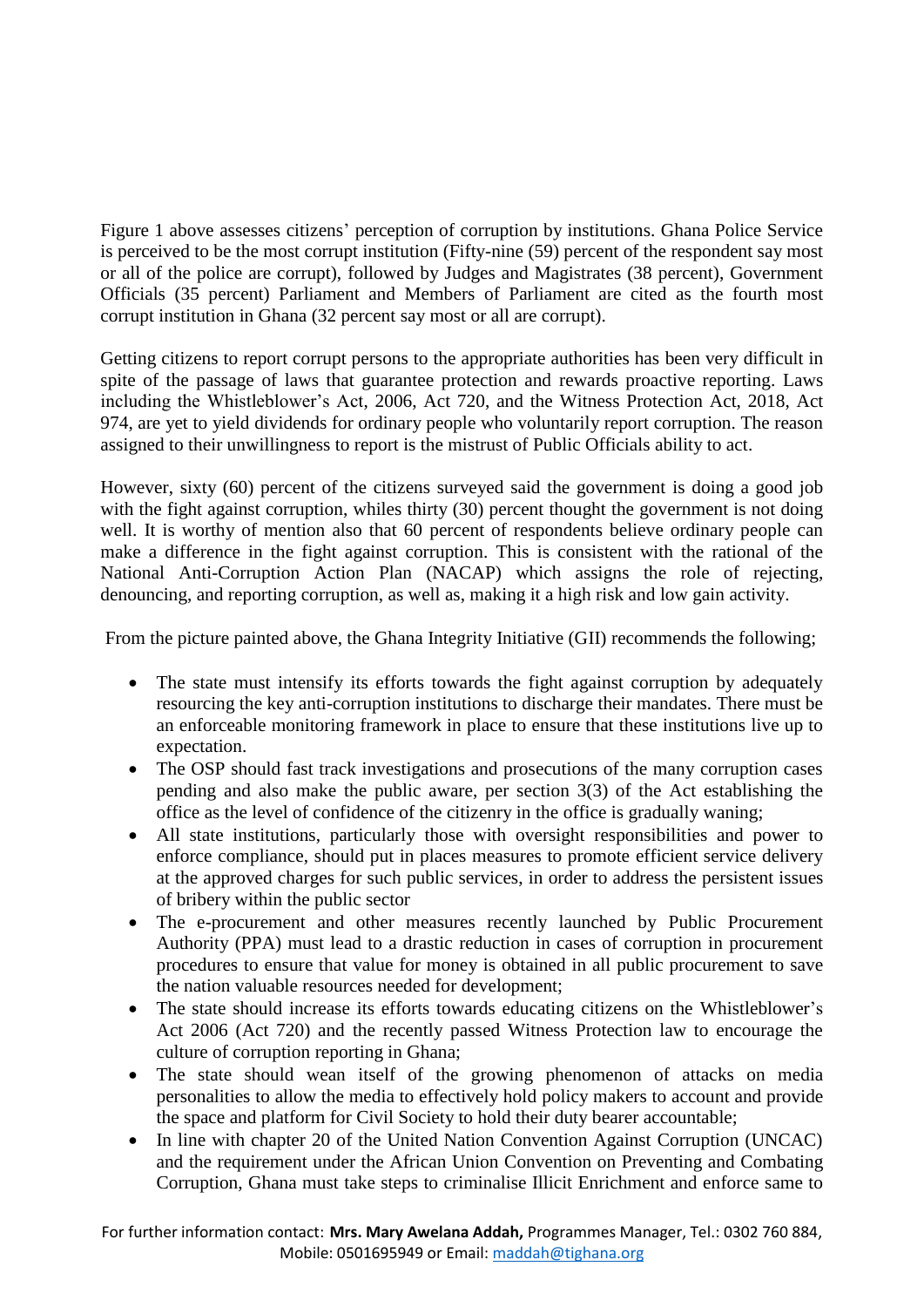Figure 1 above assesses citizens' perception of corruption by institutions. Ghana Police Service is perceived to be the most corrupt institution (Fifty-nine (59) percent of the respondent say most or all of the police are corrupt), followed by Judges and Magistrates (38 percent), Government Officials (35 percent) Parliament and Members of Parliament are cited as the fourth most corrupt institution in Ghana (32 percent say most or all are corrupt).

Getting citizens to report corrupt persons to the appropriate authorities has been very difficult in spite of the passage of laws that guarantee protection and rewards proactive reporting. Laws including the Whistleblower's Act, 2006, Act 720, and the Witness Protection Act, 2018, Act 974, are yet to yield dividends for ordinary people who voluntarily report corruption. The reason assigned to their unwillingness to report is the mistrust of Public Officials ability to act.

However, sixty (60) percent of the citizens surveyed said the government is doing a good job with the fight against corruption, whiles thirty (30) percent thought the government is not doing well. It is worthy of mention also that 60 percent of respondents believe ordinary people can make a difference in the fight against corruption. This is consistent with the rational of the National Anti-Corruption Action Plan (NACAP) which assigns the role of rejecting, denouncing, and reporting corruption, as well as, making it a high risk and low gain activity.

From the picture painted above, the Ghana Integrity Initiative (GII) recommends the following;

- The state must intensify its efforts towards the fight against corruption by adequately resourcing the key anti-corruption institutions to discharge their mandates. There must be an enforceable monitoring framework in place to ensure that these institutions live up to expectation.
- The OSP should fast track investigations and prosecutions of the many corruption cases pending and also make the public aware, per section 3(3) of the Act establishing the office as the level of confidence of the citizenry in the office is gradually waning;
- All state institutions, particularly those with oversight responsibilities and power to enforce compliance, should put in places measures to promote efficient service delivery at the approved charges for such public services, in order to address the persistent issues of bribery within the public sector
- The e-procurement and other measures recently launched by Public Procurement Authority (PPA) must lead to a drastic reduction in cases of corruption in procurement procedures to ensure that value for money is obtained in all public procurement to save the nation valuable resources needed for development;
- The state should increase its efforts towards educating citizens on the Whistleblower's Act 2006 (Act 720) and the recently passed Witness Protection law to encourage the culture of corruption reporting in Ghana;
- The state should wean itself of the growing phenomenon of attacks on media personalities to allow the media to effectively hold policy makers to account and provide the space and platform for Civil Society to hold their duty bearer accountable;
- In line with chapter 20 of the United Nation Convention Against Corruption (UNCAC) and the requirement under the African Union Convention on Preventing and Combating Corruption, Ghana must take steps to criminalise Illicit Enrichment and enforce same to

For further information contact: **Mrs. Mary Awelana Addah,** Programmes Manager, Tel.: 0302 760 884, Mobile: 0501695949 or Email: maddah@tighana.org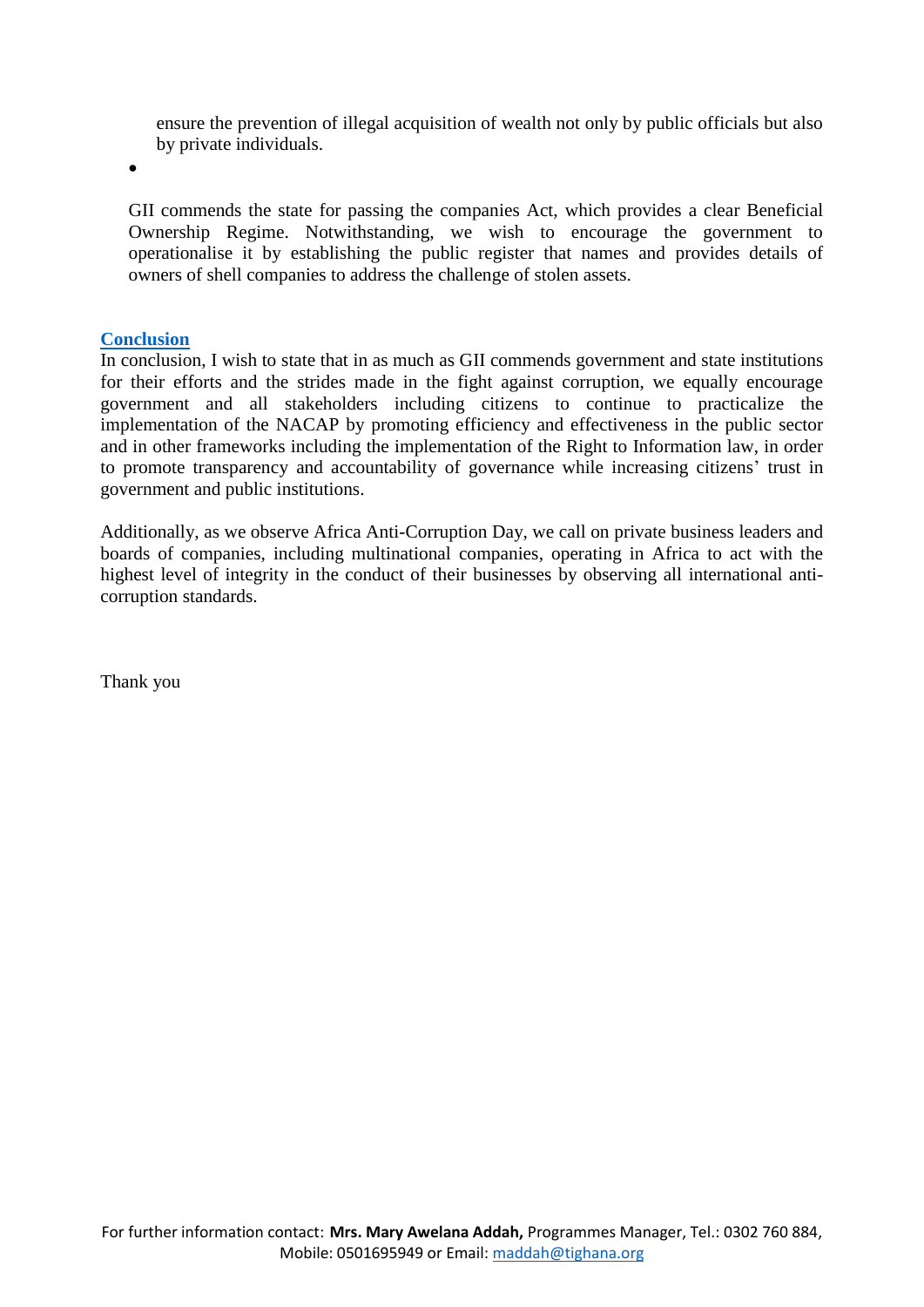ensure the prevention of illegal acquisition of wealth not only by public officials but also by private individuals.

- 

GII commends the state for passing the companies Act, which provides a clear Beneficial Ownership Regime. Notwithstanding, we wish to encourage the government to operationalise it by establishing the public register that names and provides details of owners of shell companies to address the challenge of stolen assets.

**Conclusion**

In conclusion, I wish to state that in as much as GII commends government and state institutions for their efforts and the strides made in the fight against corruption, we equally encourage government and all stakeholders including citizens to continue to practicalize the implementation of the NACAP by promoting efficiency and effectiveness in the public sector and in other frameworks including the implementation of the Right to Information law, in order to promote transparency and accountability of governance while increasing citizens' trust in government and public institutions.

Additionally, as we observe Africa Anti-Corruption Day, we call on private business leaders and boards of companies, including multinational companies, operating in Africa to act with the highest level of integrity in the conduct of their businesses by observing all international anti-corruption standards.

Thank you

For further information contact: **Mrs. Mary Awelana Addah,** Programmes Manager, Tel.: 0302 760 884, Mobile: 0501695949 or Email: maddah@tighana.org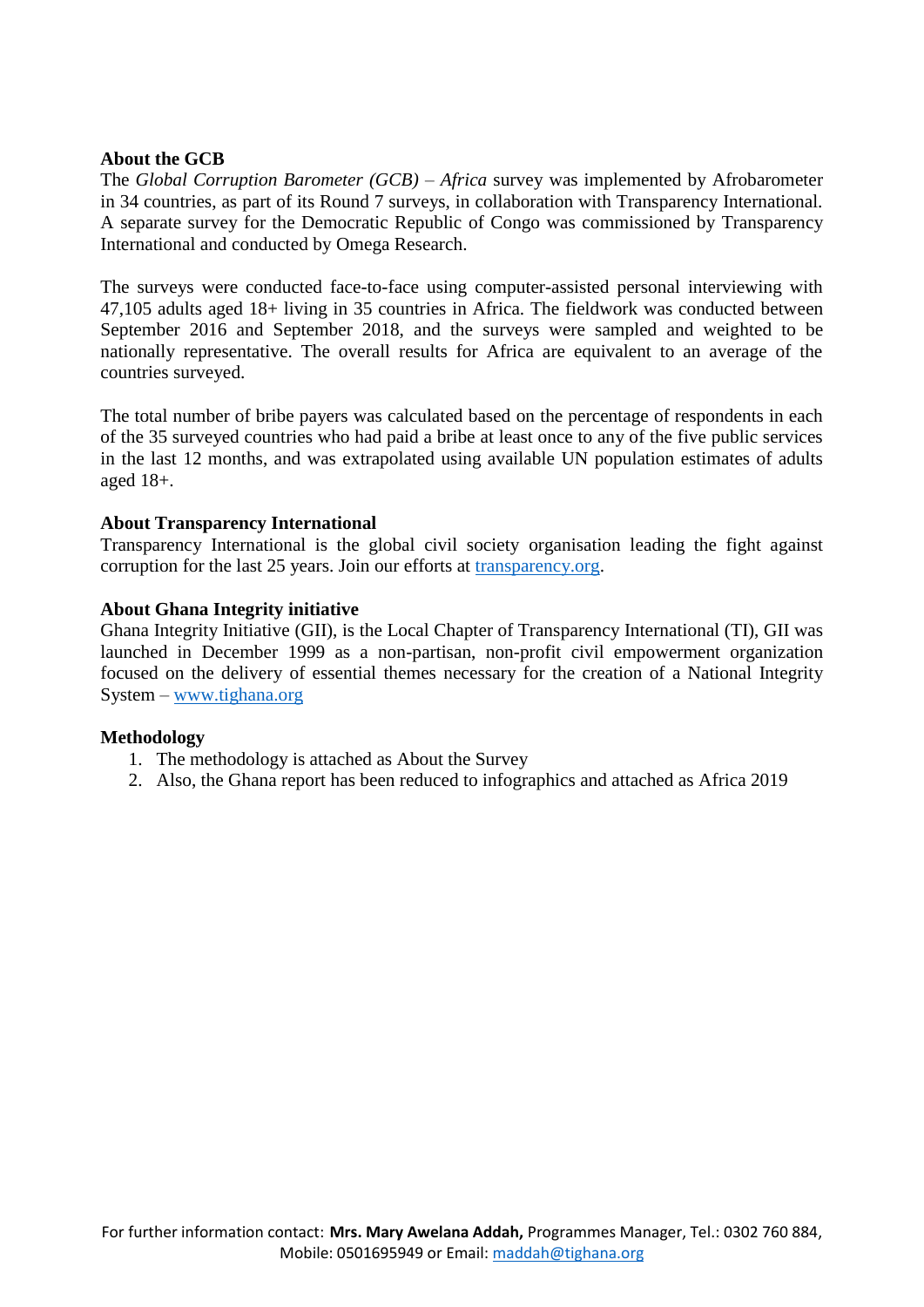**About the GCB**

The *Global Corruption Barometer (GCB) – Africa* survey was implemented by Afrobarometer in 34 countries, as part of its Round 7 surveys, in collaboration with Transparency International. A separate survey for the Democratic Republic of Congo was commissioned by Transparency International and conducted by Omega Research.

The surveys were conducted face-to-face using computer-assisted personal interviewing with 47,105 adults aged 18+ living in 35 countries in Africa. The fieldwork was conducted between September 2016 and September 2018, and the surveys were sampled and weighted to be nationally representative. The overall results for Africa are equivalent to an average of the countries surveyed.

The total number of bribe payers was calculated based on the percentage of respondents in each of the 35 surveyed countries who had paid a bribe at least once to any of the five public services in the last 12 months, and was extrapolated using available UN population estimates of adults aged 18+.

**About Transparency International**

Transparency International is the global civil society organisation leading the fight against corruption for the last 25 years. Join our efforts at [transparency.org](transparency.org).

**About Ghana Integrity initiative**

Ghana Integrity Initiative (GII), is the Local Chapter of Transparency International (TI), GII was launched in December 1999 as a non-partisan, non-profit civil empowerment organization focused on the delivery of essential themes necessary for the creation of a National Integrity System – [www.tighana.org](www.tighana.org)

**Methodology**

1. The methodology is attached as About the Survey
2. Also, the Ghana report has been reduced to infographics and attached as Africa 2019

For further information contact: **Mrs. Mary Awelana Addah,** Programmes Manager, Tel.: 0302 760 884, Mobile: 0501695949 or Email: maddah@tighana.org